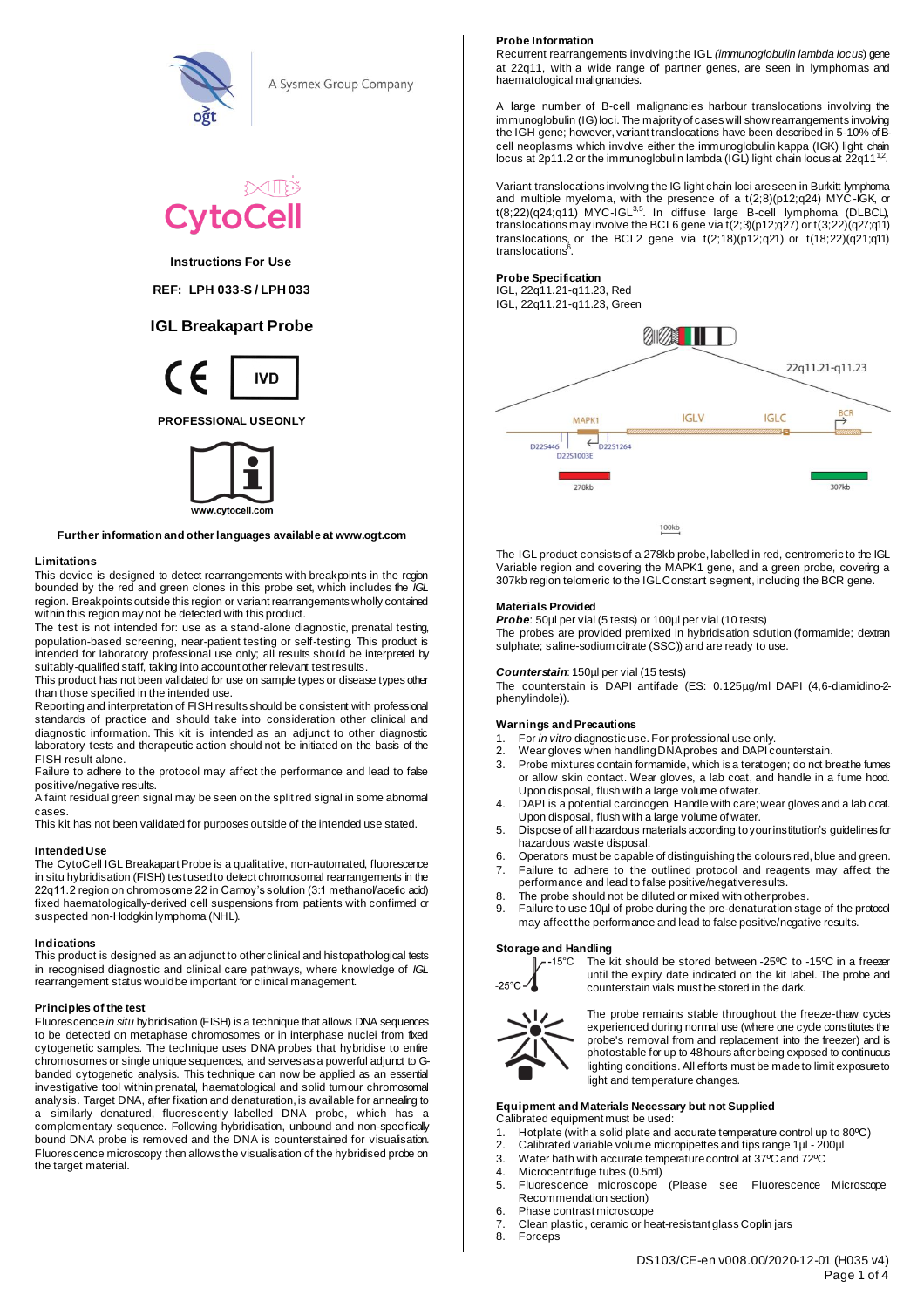A Sysmex Group Company

CytoCell

**Instructions For Use**

**REF: LPH 033-S / LPH 033**

## IGL Breakapart Probe

IVD

**PROFESSIONAL USE ONLY**

www.cytocell.com

**Further information and other languages available at www.ogt.com**

### Limitations

This device is designed to detect rearrangements with breakpoints in the region bounded by the red and green clones in this probe set, which includes the *IGL* region. Breakpoints outside this region or variant rearrangements wholly contained within this region may not be detected with this product.

The test is not intended for: use as a stand-alone diagnostic, prenatal testing, population-based screening, near-patient testing or self-testing. This product is intended for laboratory professional use only; all results should be interpreted by suitably-qualified staff, taking into account other relevant test results.

This product has not been validated for use on sample types or disease types other than those specified in the intended use.

Reporting and interpretation of FISH results should be consistent with professional standards of practice and should take into consideration other clinical and diagnostic information. This kit is intended as an adjunct to other diagnostic laboratory tests and therapeutic action should not be initiated on the basis of the FISH result alone.

Failure to adhere to the protocol may affect the performance and lead to false positive/negative results.

A faint residual green signal may be seen on the split red signal in some abnormal cases.

This kit has not been validated for purposes outside of the intended use stated.

### Intended Use

The CytoCell IGL Breakapart Probe is a qualitative, non-automated, fluorescence in situ hybridisation (FISH) test used to detect chromosomal rearrangements in the 22q11.2 region on chromosome 22 in Carnoy's solution (3:1 methanol/acetic acid) fixed haematologically-derived cell suspensions from patients with confirmed or suspected non-Hodgkin lymphoma (NHL).

### Indications

This product is designed as an adjunct to other clinical and histopathological tests in recognised diagnostic and clinical care pathways, where knowledge of *IGL* rearrangement status would be important for clinical management.

### Principles of the test

Fluorescence *in situ* hybridisation (FISH) is a technique that allows DNA sequences to be detected on metaphase chromosomes or in interphase nuclei from fixed cytogenetic samples. The technique uses DNA probes that hybridise to entire chromosomes or single unique sequences, and serves as a powerful adjunct to G-banded cytogenetic analysis. The technique can now be applied as an essential investigative tool within prenatal, haematological and solid tumour chromosomal analysis. Target DNA, after fixation and denaturation, is available for annealing to a similarly denatured, fluorescently labelled DNA probe, which has a complementary sequence. Following hybridisation, unbound and non-specifically bound DNA probe is removed and the DNA is counterstained for visualisation. Fluorescence microscopy then allows the visualisation of the hybridised probe on the target material.

### Probe Information

Recurrent rearrangements involving the IGL *(immunoglobulin lambda locus)* gene at 22q11, with a wide range of partner genes, are seen in lymphomas and haematological malignancies.

A large number of B-cell malignancies harbour translocations involving the immunoglobulin (IG) loci. The majority of cases will show rearrangements involving the IGH gene; however, variant translocations have been described in 5-10% of B-cell neoplasms which involve either the immunoglobulin kappa (IGK) light chain locus at 2p11.2 or the immunoglobulin lambda (IGL) light chain locus at 22q11[1,2].

Variant translocations involving the IG light chain loci are seen in Burkitt lymphoma and multiple myeloma, with the presence of a t(2;8)(p12;q24) MYC-IGK, or t(8;22)(q24;q11) MYC-IGL[3,5]. In diffuse large B-cell lymphoma (DLBCL), translocations may involve the BCL6 gene via t(2;3)(p12;q27) or t(3;22)(q27;q11) translocations, or the BCL2 gene via t(2;18)(p12;q21) or t(18;22)(q21;q11) translocations[6].

### Probe Specification

IGL, 22q11.21-q11.23, Red
IGL, 22q11.21-q11.23, Green

22q11.21-q11.23

MAPK1 IGLV IGLC BCR

D22S446 D22S1264 D22S1003E

278kb 307kb

100kb

The IGL product consists of a 278kb probe, labelled in red, centromeric to the IGL Variable region and covering the MAPK1 gene, and a green probe, covering a 307kb region telomeric to the IGL Constant segment, including the BCR gene.

### Materials Provided

***Probe***: 50µl per vial (5 tests) or 100µl per vial (10 tests)
The probes are provided premixed in hybridisation solution (formamide; dextran sulphate; saline-sodium citrate (SSC)) and are ready to use.

***Counterstain***: 150µl per vial (15 tests)
The counterstain is DAPI antifade (ES: 0.125µg/ml DAPI (4,6-diamidino-2-phenylindole)).

### Warnings and Precautions

1. For *in vitro* diagnostic use. For professional use only.
2. Wear gloves when handling DNA probes and DAPI counterstain.
3. Probe mixtures contain formamide, which is a teratogen; do not breathe fumes or allow skin contact. Wear gloves, a lab coat, and handle in a fume hood. Upon disposal, flush with a large volume of water.
4. DAPI is a potential carcinogen. Handle with care; wear gloves and a lab coat. Upon disposal, flush with a large volume of water.
5. Dispose of all hazardous materials according to your institution's guidelines for hazardous waste disposal.
6. Operators must be capable of distinguishing the colours red, blue and green.
7. Failure to adhere to the outlined protocol and reagents may affect the performance and lead to false positive/negative results.
8. The probe should not be diluted or mixed with other probes.
9. Failure to use 10µl of probe during the pre-denaturation stage of the protocol may affect the performance and lead to false positive/negative results.

### Storage and Handling

-15°C
-25°C

The kit should be stored between -25ºC to -15ºC in a freezer until the expiry date indicated on the kit label. The probe and counterstain vials must be stored in the dark.

The probe remains stable throughout the freeze-thaw cycles experienced during normal use (where one cycle constitutes the probe's removal from and replacement into the freezer) and is photostable for up to 48 hours after being exposed to continuous lighting conditions. All efforts must be made to limit exposure to light and temperature changes.

### Equipment and Materials Necessary but not Supplied

Calibrated equipment must be used:

1. Hotplate (with a solid plate and accurate temperature control up to 80ºC)
2. Calibrated variable volume micropipettes and tips range 1µl - 200µl
3. Water bath with accurate temperature control at 37ºC and 72ºC
4. Microcentrifuge tubes (0.5ml)
5. Fluorescence microscope (Please see Fluorescence Microscope Recommendation section)
6. Phase contrast microscope
7. Clean plastic, ceramic or heat-resistant glass Coplin jars
8. Forceps

DS103/CE-en v008.00/2020-12-01 (H035 v4)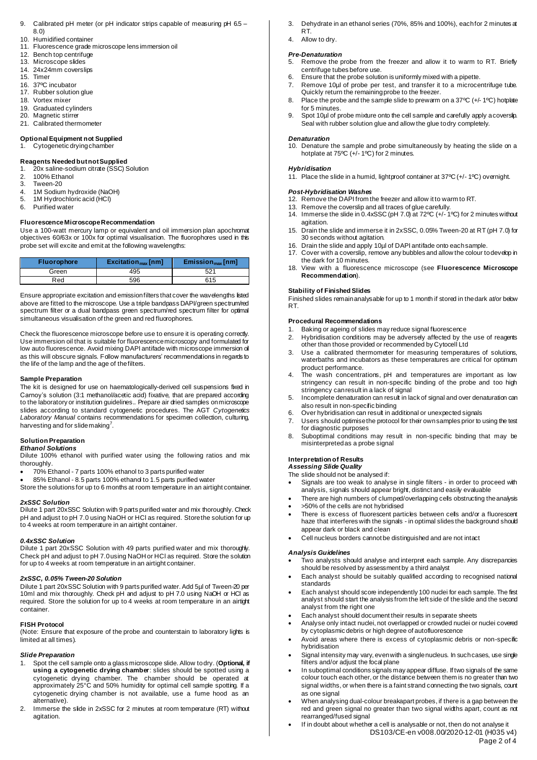9. Calibrated pH meter (or pH indicator strips capable of measuring pH 6.5 – 8.0)
10. Humidified container
11. Fluorescence grade microscope lens immersion oil
12. Bench top centrifuge
13. Microscope slides
14. 24x24mm coverslips
15. Timer
16. 37ºC incubator
17. Rubber solution glue
18. Vortex mixer
19. Graduated cylinders
20. Magnetic stirrer
21. Calibrated thermometer

**Optional Equipment not Supplied**

1. Cytogenetic drying chamber

**Reagents Needed but not Supplied**

1. 20x saline-sodium citrate (SSC) Solution
2. 100% Ethanol
3. Tween-20
4. 1M Sodium hydroxide (NaOH)
5. 1M Hydrochloric acid (HCl)
6. Purified water

**Fluorescence Microscope Recommendation**

Use a 100-watt mercury lamp or equivalent and oil immersion plan apochromat objectives 60/63x or 100x for optimal visualisation. The fluorophores used in this probe set will excite and emit at the following wavelengths:

| Fluorophore | Excitation$_{max}$ [nm] | Emission$_{max}$ [nm] |
|---|---|---|
| Green | 495 | 521 |
| Red | 596 | 615 |

Ensure appropriate excitation and emission filters that cover the wavelengths listed above are fitted to the microscope. Use a triple bandpass DAPI/green spectrum/red spectrum filter or a dual bandpass green spectrum/red spectrum filter for optimal simultaneous visualisation of the green and red fluorophores.

Check the fluorescence microscope before use to ensure it is operating correctly. Use immersion oil that is suitable for fluorescence microscopy and formulated for low auto fluorescence. Avoid mixing DAPI antifade with microscope immersion oil as this will obscure signals. Follow manufacturers' recommendations in regards to the life of the lamp and the age of the filters.

**Sample Preparation**

The kit is designed for use on haematologically-derived cell suspensions fixed in Carnoy's solution (3:1 methanol/acetic acid) fixative, that are prepared according to the laboratory or institution guidelines.. Prepare air dried samples on microscope slides according to standard cytogenetic procedures. The AGT *Cytogenetics Laboratory Manual* contains recommendations for specimen collection, culturing, harvesting and for slide making[7].

**Solution Preparation**

***Ethanol Solutions***

Dilute 100% ethanol with purified water using the following ratios and mix thoroughly.

- 70% Ethanol - 7 parts 100% ethanol to 3 parts purified water
- 85% Ethanol - 8.5 parts 100% ethanol to 1.5 parts purified water

Store the solutions for up to 6 months at room temperature in an airtight container.

***2xSSC Solution***

Dilute 1 part 20xSSC Solution with 9 parts purified water and mix thoroughly. Check pH and adjust to pH 7.0 using NaOH or HCl as required. Store the solution for up to 4 weeks at room temperature in an airtight container.

***0.4xSSC Solution***

Dilute 1 part 20xSSC Solution with 49 parts purified water and mix thoroughly. Check pH and adjust to pH 7.0 using NaOH or HCl as required. Store the solution for up to 4 weeks at room temperature in an airtight container.

***2xSSC, 0.05% Tween-20 Solution***

Dilute 1 part 20xSSC Solution with 9 parts purified water. Add 5µl of Tween-20 per 10ml and mix thoroughly. Check pH and adjust to pH 7.0 using NaOH or HCl as required. Store the solution for up to 4 weeks at room temperature in an airtight container.

**FISH Protocol**

(Note: Ensure that exposure of the probe and counterstain to laboratory lights is limited at all times).

***Slide Preparation***

1. Spot the cell sample onto a glass microscope slide. Allow to dry. (**Optional, if using a cytogenetic drying chamber**: slides should be spotted using a cytogenetic drying chamber. The chamber should be operated at approximately 25°C and 50% humidity for optimal cell sample spotting. If a cytogenetic drying chamber is not available, use a fume hood as an alternative).
2. Immerse the slide in 2xSSC for 2 minutes at room temperature (RT) without agitation.
3. Dehydrate in an ethanol series (70%, 85% and 100%), each for 2 minutes at RT.
4. Allow to dry.

***Pre-Denaturation***

5. Remove the probe from the freezer and allow it to warm to RT. Briefly centrifuge tubes before use.
6. Ensure that the probe solution is uniformly mixed with a pipette.
7. Remove 10µl of probe per test, and transfer it to a microcentrifuge tube. Quickly return the remaining probe to the freezer.
8. Place the probe and the sample slide to prewarm on a 37ºC (+/- 1ºC) hotplate for 5 minutes.
9. Spot 10µl of probe mixture onto the cell sample and carefully apply a coverslip. Seal with rubber solution glue and allow the glue to dry completely.

***Denaturation***

10. Denature the sample and probe simultaneously by heating the slide on a hotplate at 75ºC (+/- 1ºC) for 2 minutes.

***Hybridisation***

11. Place the slide in a humid, lightproof container at 37ºC (+/- 1ºC) overnight.

***Post-Hybridisation Washes***

12. Remove the DAPI from the freezer and allow it to warm to RT.
13. Remove the coverslip and all traces of glue carefully.
14. Immerse the slide in 0.4xSSC (pH 7.0) at 72ºC (+/- 1ºC) for 2 minutes without agitation.
15. Drain the slide and immerse it in 2xSSC, 0.05% Tween-20 at RT (pH 7.0) for 30 seconds without agitation.
16. Drain the slide and apply 10µl of DAPI antifade onto each sample.
17. Cover with a coverslip, remove any bubbles and allow the colour to develop in the dark for 10 minutes.
18. View with a fluorescence microscope (see **Fluorescence Microscope Recommendation**).

**Stability of Finished Slides**

Finished slides remain analysable for up to 1 month if stored in the dark at/or below RT.

**Procedural Recommendations**

1. Baking or ageing of slides may reduce signal fluorescence
2. Hybridisation conditions may be adversely affected by the use of reagents other than those provided or recommended by Cytocell Ltd
3. Use a calibrated thermometer for measuring temperatures of solutions, waterbaths and incubators as these temperatures are critical for optimum product performance.
4. The wash concentrations, pH and temperatures are important as low stringency can result in non-specific binding of the probe and too high stringency can result in a lack of signal
5. Incomplete denaturation can result in lack of signal and over denaturation can also result in non-specific binding
6. Over hybridisation can result in additional or unexpected signals
7. Users should optimise the protocol for their own samples prior to using the test for diagnostic purposes
8. Suboptimal conditions may result in non-specific binding that may be misinterpreted as a probe signal

**Interpretation of Results**

***Assessing Slide Quality***

The slide should not be analysed if:

- Signals are too weak to analyse in single filters - in order to proceed with analysis, signals should appear bright, distinct and easily evaluable
- There are high numbers of clumped/overlapping cells obstructing the analysis
- >50% of the cells are not hybridised
- There is excess of fluorescent particles between cells and/or a fluorescent haze that interferes with the signals - in optimal slides the background should appear dark or black and clean
- Cell nucleus borders cannot be distinguished and are not intact

***Analysis Guidelines***

- Two analysts should analyse and interpret each sample. Any discrepancies should be resolved by assessment by a third analyst
- Each analyst should be suitably qualified according to recognised national standards
- Each analyst should score independently 100 nuclei for each sample. The first analyst should start the analysis from the left side of the slide and the second analyst from the right one
- Each analyst should document their results in separate sheets
- Analyse only intact nuclei, not overlapped or crowded nuclei or nuclei covered by cytoplasmic debris or high degree of autofluorescence
- Avoid areas where there is excess of cytoplasmic debris or non-specific hybridisation
- Signal intensity may vary, even with a single nucleus. In such cases, use single filters and/or adjust the focal plane
- In suboptimal conditions signals may appear diffuse. If two signals of the same colour touch each other, or the distance between them is no greater than two signal widths, or when there is a faint strand connecting the two signals, count as one signal
- When analysing dual-colour breakapart probes, if there is a gap between the red and green signal no greater than two signal widths apart, count as not rearranged/fused signal
- If in doubt about whether a cell is analysable or not, then do not analyse it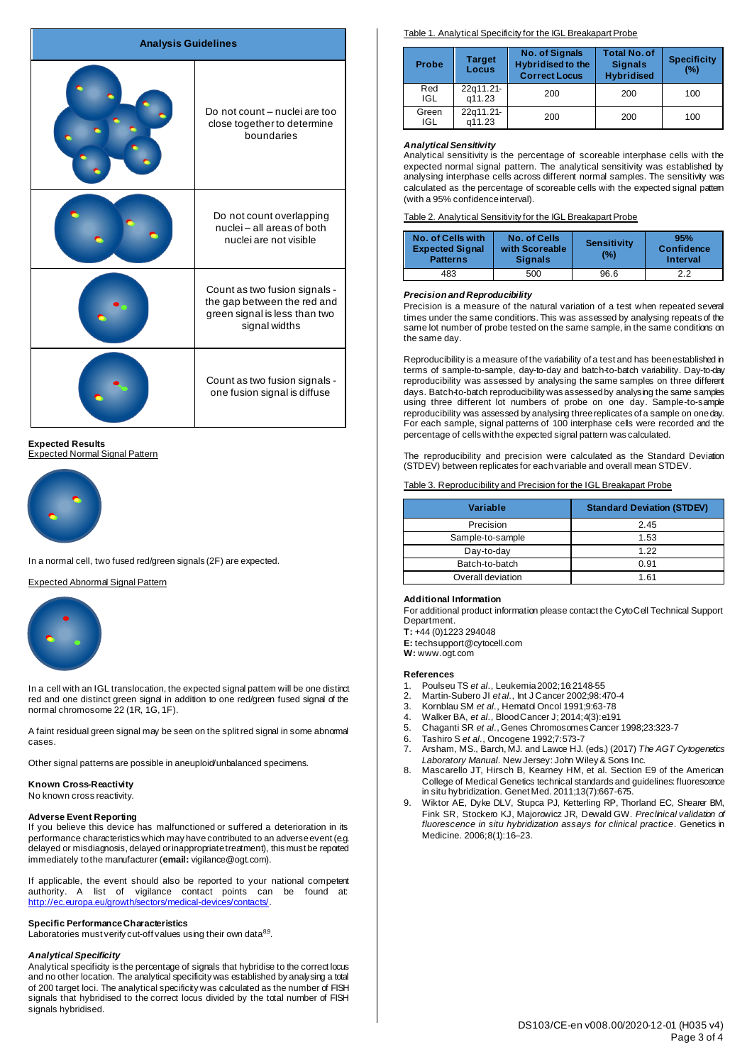## Analysis Guidelines

| Analysis Guidelines | |
|---|---|
| | Do not count – nuclei are too close together to determine boundaries |
| | Do not count overlapping nuclei – all areas of both nuclei are not visible |
| | Count as two fusion signals - the gap between the red and green signal is less than two signal widths |
| | Count as two fusion signals - one fusion signal is diffuse |

### Expected Results

Expected Normal Signal Pattern

In a normal cell, two fused red/green signals (2F) are expected.

Expected Abnormal Signal Pattern

In a cell with an IGL translocation, the expected signal pattern will be one distinct red and one distinct green signal in addition to one red/green fused signal of the normal chromosome 22 (1R, 1G, 1F).

A faint residual green signal may be seen on the split red signal in some abnormal cases.

Other signal patterns are possible in aneuploid/unbalanced specimens.

### Known Cross-Reactivity

No known cross reactivity.

### Adverse Event Reporting

If you believe this device has malfunctioned or suffered a deterioration in its performance characteristics which may have contributed to an adverse event (e.g. delayed or misdiagnosis, delayed or inappropriate treatment), this must be reported immediately to the manufacturer (**email:** vigilance@ogt.com).

If applicable, the event should also be reported to your national competent authority. A list of vigilance contact points can be found at: http://ec.europa.eu/growth/sectors/medical-devices/contacts/.

### Specific Performance Characteristics

Laboratories must verify cut-off values using their own data[8,9].

#### *Analytical Specificity*

Analytical specificity is the percentage of signals that hybridise to the correct locus and no other location. The analytical specificity was established by analysing a total of 200 target loci. The analytical specificity was calculated as the number of FISH signals that hybridised to the correct locus divided by the total number of FISH signals hybridised.

Table 1. Analytical Specificity for the IGL Breakapart Probe

| Probe | Target Locus | No. of Signals Hybridised to the Correct Locus | Total No. of Signals Hybridised | Specificity (%) |
|---|---|---|---|---|
| Red IGL | 22q11.21-q11.23 | 200 | 200 | 100 |
| Green IGL | 22q11.21-q11.23 | 200 | 200 | 100 |

#### *Analytical Sensitivity*

Analytical sensitivity is the percentage of scoreable interphase cells with the expected normal signal pattern. The analytical sensitivity was established by analysing interphase cells across different normal samples. The sensitivity was calculated as the percentage of scoreable cells with the expected signal pattern (with a 95% confidence interval).

Table 2. Analytical Sensitivity for the IGL Breakapart Probe

| No. of Cells with Expected Signal Patterns | No. of Cells with Scoreable Signals | Sensitivity (%) | 95% Confidence Interval |
|---|---|---|---|
| 483 | 500 | 96.6 | 2.2 |

#### *Precision and Reproducibility*

Precision is a measure of the natural variation of a test when repeated several times under the same conditions. This was assessed by analysing repeats of the same lot number of probe tested on the same sample, in the same conditions on the same day.

Reproducibility is a measure of the variability of a test and has been established in terms of sample-to-sample, day-to-day and batch-to-batch variability. Day-to-day reproducibility was assessed by analysing the same samples on three different days. Batch-to-batch reproducibility was assessed by analysing the same samples using three different lot numbers of probe on one day. Sample-to-sample reproducibility was assessed by analysing three replicates of a sample on one day. For each sample, signal patterns of 100 interphase cells were recorded and the percentage of cells with the expected signal pattern was calculated.

The reproducibility and precision were calculated as the Standard Deviation (STDEV) between replicates for each variable and overall mean STDEV.

Table 3. Reproducibility and Precision for the IGL Breakapart Probe

| Variable | Standard Deviation (STDEV) |
|---|---|
| Precision | 2.45 |
| Sample-to-sample | 1.53 |
| Day-to-day | 1.22 |
| Batch-to-batch | 0.91 |
| Overall deviation | 1.61 |

### Additional Information

For additional product information please contact the CytoCell Technical Support Department.

**T:** +44 (0)1223 294048
**E:** techsupport@cytocell.com
**W:** www.ogt.com

### References

1. Poulseu TS *et al.*, Leukemia 2002;16:2148-55
2. Martin-Subero JI *et al.*, Int J Cancer 2002;98:470-4
3. Kornblau SM *et al.*, Hematol Oncol 1991;9:63-78
4. Walker BA, *et al.*, Blood Cancer J; 2014;4(3):e191
5. Chaganti SR *et al.*, Genes Chromosomes Cancer 1998;23:323-7
6. Tashiro S *et al.*, Oncogene 1992;7:573-7
7. Arsham, MS., Barch, MJ. and Lawce HJ. (eds.) (2017) *The AGT Cytogenetics Laboratory Manual*. New Jersey: John Wiley & Sons Inc.
8. Mascarello JT, Hirsch B, Kearney HM, et al. Section E9 of the American College of Medical Genetics technical standards and guidelines: fluorescence in situ hybridization. Genet Med. 2011;13(7):667-675.
9. Wiktor AE, Dyke DLV, Stupca PJ, Ketterling RP, Thorland EC, Shearer BM, Fink SR, Stockero KJ, Majorowicz JR, Dewald GW. *Preclinical validation of fluorescence in situ hybridization assays for clinical practice*. Genetics in Medicine. 2006;8(1):16–23.

DS103/CE-en v008.00/2020-12-01 (H035 v4)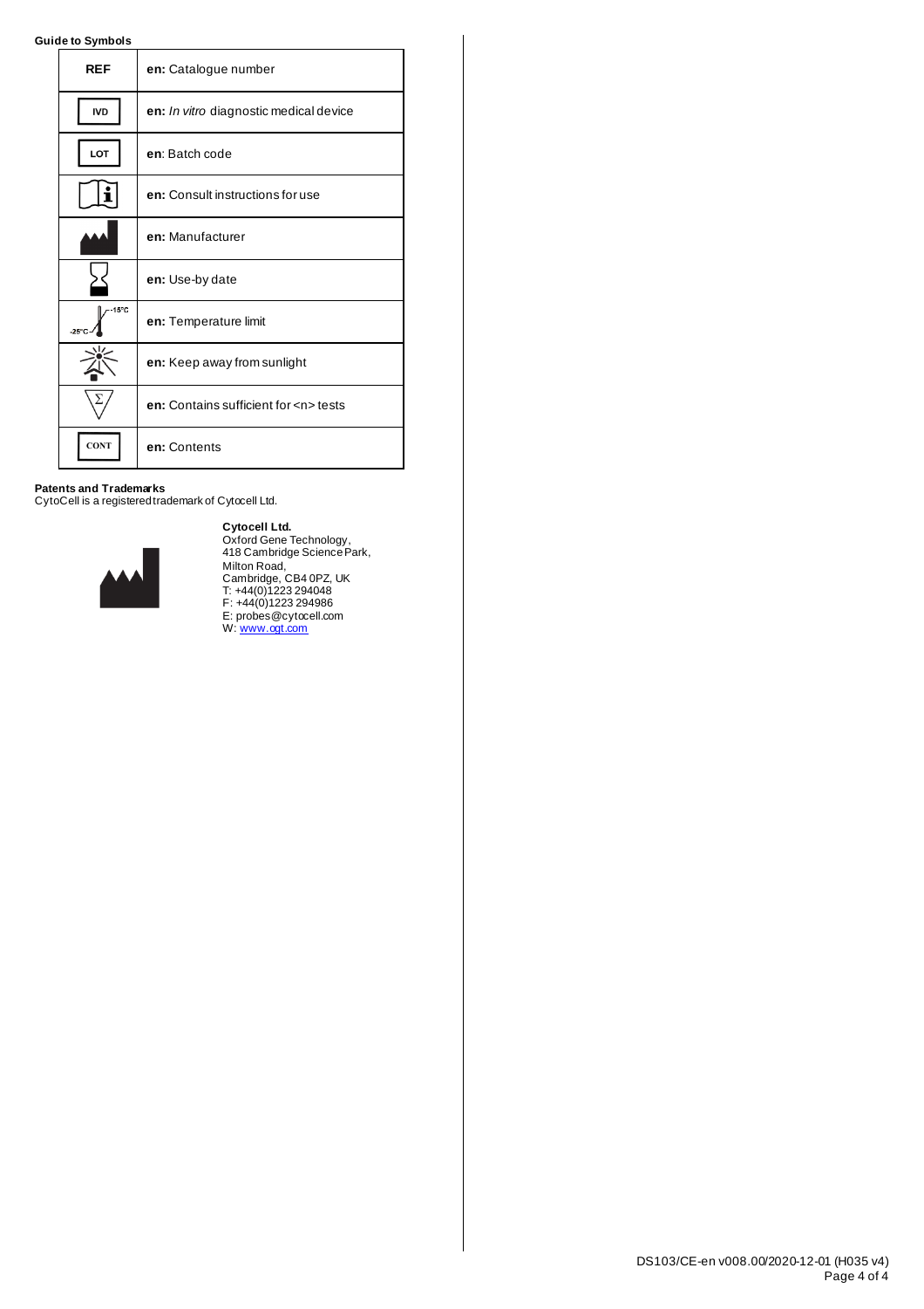**Guide to Symbols**

| | |
|---|---|
| REF | **en:** Catalogue number |
| IVD | **en:** *In vitro* diagnostic medical device |
| LOT | **en**: Batch code |
| | **en:** Consult instructions for use |
| | **en:** Manufacturer |
| | **en:** Use-by date |
| -25°C -15°C | **en:** Temperature limit |
| | **en:** Keep away from sunlight |
| Σ | **en:** Contains sufficient for <n> tests |
| CONT | **en:** Contents |

**Patents and Trademarks**
CytoCell is a registered trademark of Cytocell Ltd.

**Cytocell Ltd.**
Oxford Gene Technology,
418 Cambridge Science Park,
Milton Road,
Cambridge, CB4 0PZ, UK
T: +44(0)1223 294048
F: +44(0)1223 294986
E: probes@cytocell.com
W: www.ogt.com

DS103/CE-en v008.00/2020-12-01 (H035 v4)